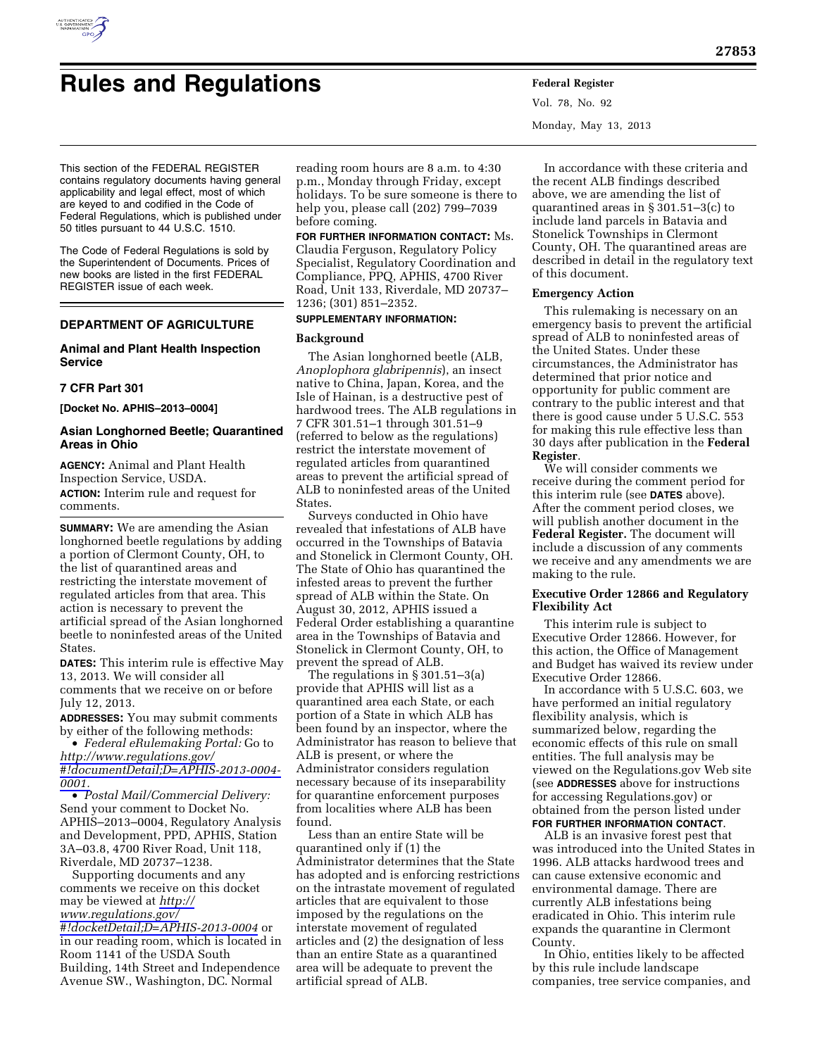# Rules and Regulations

This section of the FEDERAL REGISTER contains regulatory documents having general applicability and legal effect, most of which are keyed to and codified in the Code of Federal Regulations, which is published under 50 titles pursuant to 44 U.S.C. 1510.

The Code of Federal Regulations is sold by the Superintendent of Documents. Prices of new books are listed in the first FEDERAL REGISTER issue of each week.

## DEPARTMENT OF AGRICULTURE

### Animal and Plant Health Inspection Service

### 7 CFR Part 301

**[Docket No. APHIS–2013–0004]**

### Asian Longhorned Beetle; Quarantined Areas in Ohio

**AGENCY:** Animal and Plant Health Inspection Service, USDA.

**ACTION:** Interim rule and request for comments.

**SUMMARY:** We are amending the Asian longhorned beetle regulations by adding a portion of Clermont County, OH, to the list of quarantined areas and restricting the interstate movement of regulated articles from that area. This action is necessary to prevent the artificial spread of the Asian longhorned beetle to noninfested areas of the United States.

**DATES:** This interim rule is effective May 13, 2013. We will consider all comments that we receive on or before July 12, 2013.

**ADDRESSES:** You may submit comments by either of the following methods:

- *Federal eRulemaking Portal:* Go to *http://www.regulations.gov/#!documentDetail;D=APHIS-2013-0004-0001.*
- *Postal Mail/Commercial Delivery:* Send your comment to Docket No. APHIS–2013–0004, Regulatory Analysis and Development, PPD, APHIS, Station 3A–03.8, 4700 River Road, Unit 118, Riverdale, MD 20737–1238.

Supporting documents and any comments we receive on this docket may be viewed at *http://www.regulations.gov/#!docketDetail;D=APHIS-2013-0004* or in our reading room, which is located in Room 1141 of the USDA South Building, 14th Street and Independence Avenue SW., Washington, DC. Normal reading room hours are 8 a.m. to 4:30 p.m., Monday through Friday, except holidays. To be sure someone is there to help you, please call (202) 799–7039 before coming.

**FOR FURTHER INFORMATION CONTACT:** Ms. Claudia Ferguson, Regulatory Policy Specialist, Regulatory Coordination and Compliance, PPQ, APHIS, 4700 River Road, Unit 133, Riverdale, MD 20737–1236; (301) 851–2352.

**SUPPLEMENTARY INFORMATION:**

#### Background

The Asian longhorned beetle (ALB, *Anoplophora glabripennis*), an insect native to China, Japan, Korea, and the Isle of Hainan, is a destructive pest of hardwood trees. The ALB regulations in 7 CFR 301.51–1 through 301.51–9 (referred to below as the regulations) restrict the interstate movement of regulated articles from quarantined areas to prevent the artificial spread of ALB to noninfested areas of the United States.

Surveys conducted in Ohio have revealed that infestations of ALB have occurred in the Townships of Batavia and Stonelick in Clermont County, OH. The State of Ohio has quarantined the infested areas to prevent the further spread of ALB within the State. On August 30, 2012, APHIS issued a Federal Order establishing a quarantine area in the Townships of Batavia and Stonelick in Clermont County, OH, to prevent the spread of ALB.

The regulations in § 301.51–3(a) provide that APHIS will list as a quarantined area each State, or each portion of a State in which ALB has been found by an inspector, where the Administrator has reason to believe that ALB is present, or where the Administrator considers regulation necessary because of its inseparability for quarantine enforcement purposes from localities where ALB has been found.

Less than an entire State will be quarantined only if (1) the Administrator determines that the State has adopted and is enforcing restrictions on the intrastate movement of regulated articles that are equivalent to those imposed by the regulations on the interstate movement of regulated articles and (2) the designation of less than an entire State as a quarantined area will be adequate to prevent the artificial spread of ALB.

In accordance with these criteria and the recent ALB findings described above, we are amending the list of quarantined areas in § 301.51–3(c) to include land parcels in Batavia and Stonelick Townships in Clermont County, OH. The quarantined areas are described in detail in the regulatory text of this document.

#### Emergency Action

This rulemaking is necessary on an emergency basis to prevent the artificial spread of ALB to noninfested areas of the United States. Under these circumstances, the Administrator has determined that prior notice and opportunity for public comment are contrary to the public interest and that there is good cause under 5 U.S.C. 553 for making this rule effective less than 30 days after publication in the **Federal Register**.

We will consider comments we receive during the comment period for this interim rule (see **DATES** above). After the comment period closes, we will publish another document in the **Federal Register.** The document will include a discussion of any comments we receive and any amendments we are making to the rule.

#### Executive Order 12866 and Regulatory Flexibility Act

This interim rule is subject to Executive Order 12866. However, for this action, the Office of Management and Budget has waived its review under Executive Order 12866.

In accordance with 5 U.S.C. 603, we have performed an initial regulatory flexibility analysis, which is summarized below, regarding the economic effects of this rule on small entities. The full analysis may be viewed on the Regulations.gov Web site (see **ADDRESSES** above for instructions for accessing Regulations.gov) or obtained from the person listed under **FOR FURTHER INFORMATION CONTACT**.

ALB is an invasive forest pest that was introduced into the United States in 1996. ALB attacks hardwood trees and can cause extensive economic and environmental damage. There are currently ALB infestations being eradicated in Ohio. This interim rule expands the quarantine in Clermont County.

In Ohio, entities likely to be affected by this rule include landscape companies, tree service companies, and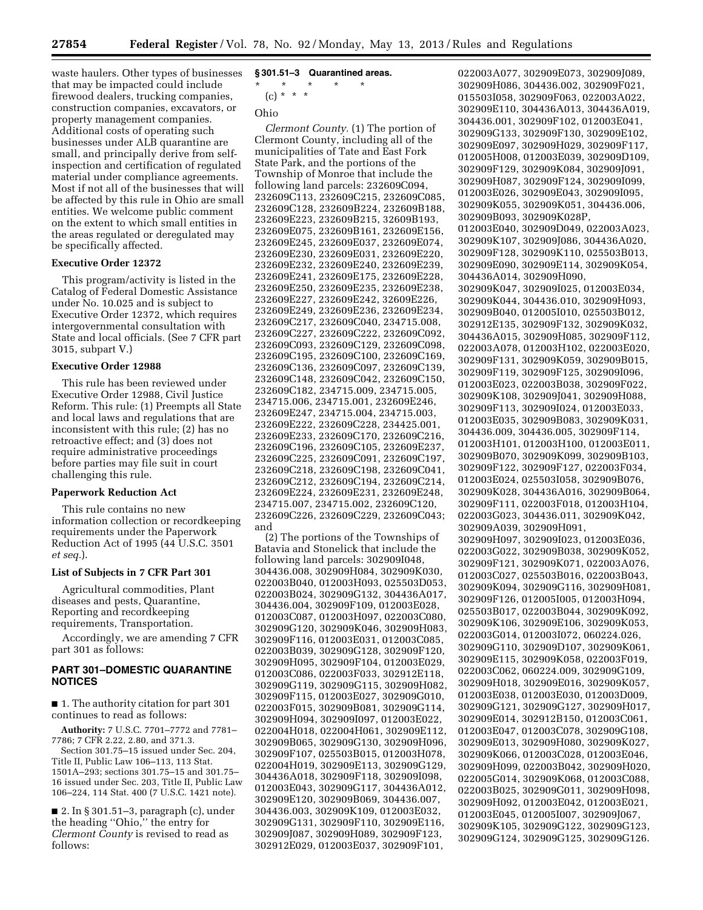waste haulers. Other types of businesses that may be impacted could include firewood dealers, trucking companies, construction companies, excavators, or property management companies. Additional costs of operating such businesses under ALB quarantine are small, and principally derive from self-inspection and certification of regulated material under compliance agreements. Most if not all of the businesses that will be affected by this rule in Ohio are small entities. We welcome public comment on the extent to which small entities in the areas regulated or deregulated may be specifically affected.

### Executive Order 12372

This program/activity is listed in the Catalog of Federal Domestic Assistance under No. 10.025 and is subject to Executive Order 12372, which requires intergovernmental consultation with State and local officials. (See 7 CFR part 3015, subpart V.)

### Executive Order 12988

This rule has been reviewed under Executive Order 12988, Civil Justice Reform. This rule: (1) Preempts all State and local laws and regulations that are inconsistent with this rule; (2) has no retroactive effect; and (3) does not require administrative proceedings before parties may file suit in court challenging this rule.

### Paperwork Reduction Act

This rule contains no new information collection or recordkeeping requirements under the Paperwork Reduction Act of 1995 (44 U.S.C. 3501 *et seq.*).

### List of Subjects in 7 CFR Part 301

Agricultural commodities, Plant diseases and pests, Quarantine, Reporting and recordkeeping requirements, Transportation.

Accordingly, we are amending 7 CFR part 301 as follows:

## PART 301–DOMESTIC QUARANTINE NOTICES

■ 1. The authority citation for part 301 continues to read as follows:

**Authority:** 7 U.S.C. 7701–7772 and 7781–7786; 7 CFR 2.22, 2.80, and 371.3.

Section 301.75–15 issued under Sec. 204, Title II, Public Law 106–113, 113 Stat. 1501A–293; sections 301.75–15 and 301.75–16 issued under Sec. 203, Title II, Public Law 106–224, 114 Stat. 400 (7 U.S.C. 1421 note).

■ 2. In § 301.51–3, paragraph (c), under the heading "Ohio," the entry for *Clermont County* is revised to read as follows:

### § 301.51–3 Quarantined areas.

\* \* \* \* \*

(c) \* \* \*

Ohio

*Clermont County.* (1) The portion of Clermont County, including all of the municipalities of Tate and East Fork State Park, and the portions of the Township of Monroe that include the following land parcels: 232609C094, 232609C113, 232609C215, 232609C085, 232609C128, 232609B224, 232609B188, 232609E223, 232609B215, 32609B193, 232609E075, 232609B161, 232609E156, 232609E245, 232609E037, 232609E074, 232609E230, 232609E031, 232609E220, 232609E232, 232609E240, 232609E239, 232609E241, 232609E175, 232609E228, 232609E250, 232609E235, 232609E238, 232609E227, 232609E242, 32609E226, 232609E249, 232609E236, 232609E234, 232609C217, 232609C040, 234715.008, 232609C227, 232609C222, 232609C092, 232609C093, 232609C129, 232609C098, 232609C195, 232609C100, 232609C169, 232609C136, 232609C097, 232609C139, 232609C148, 232609C042, 232609C150, 232609C182, 234715.009, 234715.005, 234715.006, 234715.001, 232609E246, 232609E247, 234715.004, 234715.003, 232609E222, 232609C228, 234425.001, 232609E233, 232609C170, 232609C216, 232609C196, 232609C105, 232609E237, 232609C225, 232609C091, 232609C197, 232609C218, 232609C198, 232609C041, 232609C212, 232609C194, 232609C214, 232609E224, 232609E231, 232609E248, 234715.007, 234715.002, 232609C120, 232609C226, 232609C229, 232609C043; and

(2) The portions of the Townships of Batavia and Stonelick that include the following land parcels: 302909I048, 304436.008, 302909H084, 302909K030, 022003B040, 012003H093, 025503D053, 022003B024, 302909G132, 304436A017, 304436.004, 302909F109, 012003E028, 012003C087, 012003H097, 022003C080, 302909G120, 302909K046, 302909H083, 302909F116, 012003E031, 012003C085, 022003B039, 302909G128, 302909F120, 302909H095, 302909F104, 012003E029, 012003C086, 022003F033, 302912E118, 302909G119, 302909G115, 302909H082, 302909F115, 012003E027, 302909G010, 022003F015, 302909B081, 302909G114, 302909H094, 302909I097, 012003E022, 022004H018, 022004H061, 302909E112, 302909B065, 302909G130, 302909H096, 302909F107, 025503B015, 012003H078, 022004H019, 302909E113, 302909G129, 304436A018, 302909F118, 302909I098, 012003E043, 302909G117, 304436A012, 302909E120, 302909B069, 304436.007, 304436.003, 302909K109, 012003E032, 302909G131, 302909F110, 302909E116, 302909J087, 302909H089, 302909F123, 302912E029, 012003E037, 302909F101, 022003A077, 302909E073, 302909J089, 302909H086, 304436.002, 302909F021, 015503I058, 302909F063, 022003A022, 302909E110, 304436A013, 304436A019, 304436.001, 302909F102, 012003E041, 302909G133, 302909F130, 302909E102, 302909E097, 302909H029, 302909F117, 012005H008, 012003E039, 302909D109, 302909F129, 302909K084, 302909J091, 302909H087, 302909F124, 302909I099, 012003E026, 302909E043, 302909I095, 302909K055, 302909K051, 304436.006, 302909B093, 302909K028P, 012003E040, 302909D049, 022003A023, 302909K107, 302909J086, 304436A020, 302909F128, 302909K110, 025503B013, 302909E090, 302909E114, 302909K054, 304436A014, 302909H090, 302909K047, 302909I025, 012003E034, 302909K044, 304436.010, 302909H093, 302909B040, 012005I010, 025503B012, 302912E135, 302909F132, 302909K032, 304436A015, 302909H085, 302909F112, 022003A078, 012003H102, 022003E020, 302909F131, 302909K059, 302909B015, 302909F119, 302909F125, 302909I096, 012003E023, 022003B038, 302909F022, 302909K108, 302909J041, 302909H088, 302909F113, 302909I024, 012003E033, 012003E035, 302909B083, 302909K031, 304436.009, 304436.005, 302909F114, 012003H101, 012003H100, 012003E011, 302909B070, 302909K099, 302909B103, 302909F122, 302909F127, 022003F034, 012003E024, 025503I058, 302909B076, 302909K028, 304436A016, 302909B064, 302909F111, 022003F018, 012003H104, 022003G023, 304436.011, 302909K042, 302909A039, 302909H091, 302909H097, 302909I023, 012003E036, 022003G022, 302909B038, 302909K052, 302909F121, 302909K071, 022003A076, 012003C027, 025503B016, 022003B043, 302909K094, 302909G116, 302909H081, 302909F126, 012005I005, 012003H094, 025503B017, 022003B044, 302909K092, 302909K106, 302909E106, 302909K053, 022003G014, 012003I072, 060224.026, 302909G110, 302909D107, 302909K061, 302909E115, 302909K058, 022003F019, 022003C062, 060224.009, 302909G109, 302909H018, 302909E016, 302909K057, 012003E038, 012003E030, 012003D009, 302909G121, 302909G127, 302909H017, 302909E014, 302912B150, 012003C061, 012003E047, 012003C078, 302909G108, 302909E013, 302909H080, 302909K027, 302909K066, 012003C028, 012003E046, 302909H099, 022003B042, 302909H020, 022005G014, 302909K068, 012003C088, 022003B025, 302909G011, 302909H098, 302909H092, 012003E042, 012003E021, 012003E045, 012005I007, 302909J067, 302909K105, 302909G122, 302909G123, 302909G124, 302909G125, 302909G126.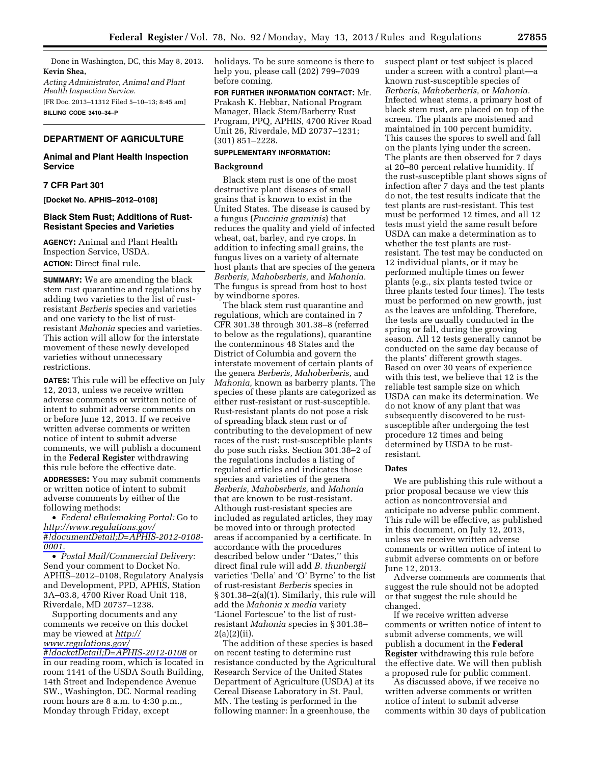Done in Washington, DC, this May 8, 2013.

**Kevin Shea,**

*Acting Administrator, Animal and Plant Health Inspection Service.*

[FR Doc. 2013–11312 Filed 5–10–13; 8:45 am]

**BILLING CODE 3410–34–P**

## DEPARTMENT OF AGRICULTURE

### Animal and Plant Health Inspection Service

### 7 CFR Part 301

**[Docket No. APHIS–2012–0108]**

### Black Stem Rust; Additions of Rust-Resistant Species and Varieties

**AGENCY:** Animal and Plant Health Inspection Service, USDA.

**ACTION:** Direct final rule.

**SUMMARY:** We are amending the black stem rust quarantine and regulations by adding two varieties to the list of rust-resistant *Berberis* species and varieties and one variety to the list of rust-resistant *Mahonia* species and varieties. This action will allow for the interstate movement of these newly developed varieties without unnecessary restrictions.

**DATES:** This rule will be effective on July 12, 2013, unless we receive written adverse comments or written notice of intent to submit adverse comments on or before June 12, 2013. If we receive written adverse comments or written notice of intent to submit adverse comments, we will publish a document in the **Federal Register** withdrawing this rule before the effective date.

**ADDRESSES:** You may submit comments or written notice of intent to submit adverse comments by either of the following methods:

- *Federal eRulemaking Portal:* Go to *http://www.regulations.gov/#!documentDetail;D=APHIS-2012-0108-0001.*
- *Postal Mail/Commercial Delivery:* Send your comment to Docket No. APHIS–2012–0108, Regulatory Analysis and Development, PPD, APHIS, Station 3A–03.8, 4700 River Road Unit 118, Riverdale, MD 20737–1238.

Supporting documents and any comments we receive on this docket may be viewed at *http://www.regulations.gov/#!docketDetail;D=APHIS-2012-0108* or in our reading room, which is located in room 1141 of the USDA South Building, 14th Street and Independence Avenue SW., Washington, DC. Normal reading room hours are 8 a.m. to 4:30 p.m., Monday through Friday, except holidays. To be sure someone is there to help you, please call (202) 799–7039 before coming.

**FOR FURTHER INFORMATION CONTACT:** Mr. Prakash K. Hebbar, National Program Manager, Black Stem/Barberry Rust Program, PPQ, APHIS, 4700 River Road Unit 26, Riverdale, MD 20737–1231; (301) 851–2228.

**SUPPLEMENTARY INFORMATION:**

#### Background

Black stem rust is one of the most destructive plant diseases of small grains that is known to exist in the United States. The disease is caused by a fungus (*Puccinia graminis*) that reduces the quality and yield of infected wheat, oat, barley, and rye crops. In addition to infecting small grains, the fungus lives on a variety of alternate host plants that are species of the genera *Berberis, Mahoberberis,* and *Mahonia.* The fungus is spread from host to host by windborne spores.

The black stem rust quarantine and regulations, which are contained in 7 CFR 301.38 through 301.38–8 (referred to below as the regulations), quarantine the conterminous 48 States and the District of Columbia and govern the interstate movement of certain plants of the genera *Berberis, Mahoberberis,* and *Mahonia,* known as barberry plants. The species of these plants are categorized as either rust-resistant or rust-susceptible. Rust-resistant plants do not pose a risk of spreading black stem rust or of contributing to the development of new races of the rust; rust-susceptible plants do pose such risks. Section 301.38–2 of the regulations includes a listing of regulated articles and indicates those species and varieties of the genera *Berberis, Mahoberberis,* and *Mahonia* that are known to be rust-resistant. Although rust-resistant species are included as regulated articles, they may be moved into or through protected areas if accompanied by a certificate. In accordance with the procedures described below under ''Dates,'' this direct final rule will add *B. thunbergii* varieties 'Della' and 'O' Byrne' to the list of rust-resistant *Berberis* species in § 301.38–2(a)(1). Similarly, this rule will add the *Mahonia x media* variety 'Lionel Fortescue' to the list of rust-resistant *Mahonia* species in § 301.38–2(a)(2)(ii).

The addition of these species is based on recent testing to determine rust resistance conducted by the Agricultural Research Service of the United States Department of Agriculture (USDA) at its Cereal Disease Laboratory in St. Paul, MN. The testing is performed in the following manner: In a greenhouse, the suspect plant or test subject is placed under a screen with a control plant—a known rust-susceptible species of *Berberis, Mahoberberis,* or *Mahonia.* Infected wheat stems, a primary host of black stem rust, are placed on top of the screen. The plants are moistened and maintained in 100 percent humidity. This causes the spores to swell and fall on the plants lying under the screen. The plants are then observed for 7 days at 20–80 percent relative humidity. If the rust-susceptible plant shows signs of infection after 7 days and the test plants do not, the test results indicate that the test plants are rust-resistant. This test must be performed 12 times, and all 12 tests must yield the same result before USDA can make a determination as to whether the test plants are rust-resistant. The test may be conducted on 12 individual plants, or it may be performed multiple times on fewer plants (e.g., six plants tested twice or three plants tested four times). The tests must be performed on new growth, just as the leaves are unfolding. Therefore, the tests are usually conducted in the spring or fall, during the growing season. All 12 tests generally cannot be conducted on the same day because of the plants' different growth stages. Based on over 30 years of experience with this test, we believe that 12 is the reliable test sample size on which USDA can make its determination. We do not know of any plant that was subsequently discovered to be rust-susceptible after undergoing the test procedure 12 times and being determined by USDA to be rust-resistant.

#### Dates

We are publishing this rule without a prior proposal because we view this action as noncontroversial and anticipate no adverse public comment. This rule will be effective, as published in this document, on July 12, 2013, unless we receive written adverse comments or written notice of intent to submit adverse comments on or before June 12, 2013.

Adverse comments are comments that suggest the rule should not be adopted or that suggest the rule should be changed.

If we receive written adverse comments or written notice of intent to submit adverse comments, we will publish a document in the **Federal Register** withdrawing this rule before the effective date. We will then publish a proposed rule for public comment.

As discussed above, if we receive no written adverse comments or written notice of intent to submit adverse comments within 30 days of publication